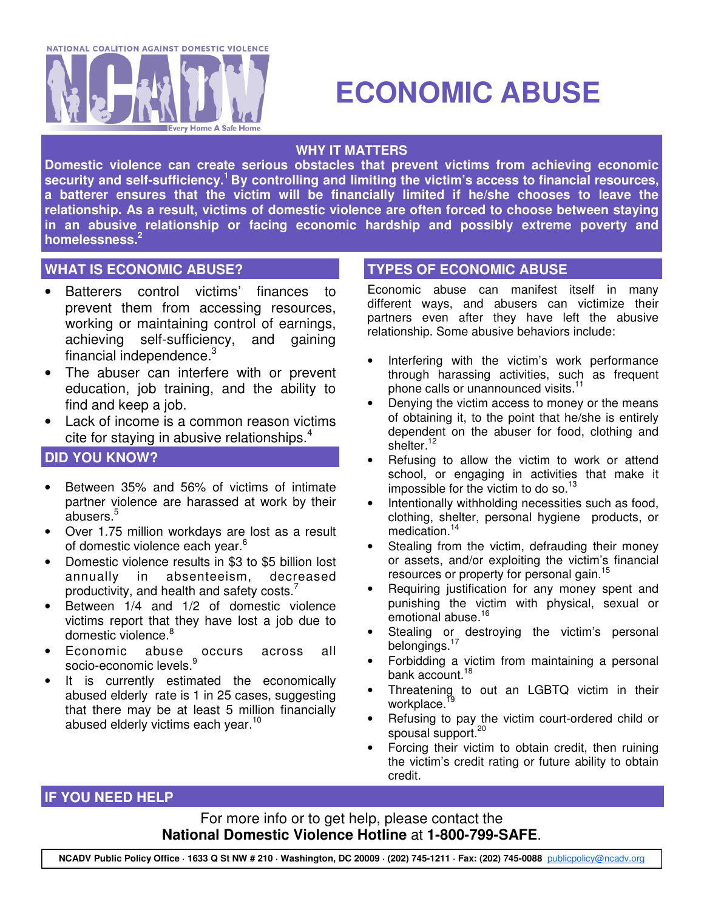NATIONAL COALITION AGAINST DOMESTIC VIOLENCE

NCADV

Every Home A Safe Home

# ECONOMIC ABUSE

## WHY IT MATTERS

**Domestic violence can create serious obstacles that prevent victims from achieving economic security and self-sufficiency.[1] By controlling and limiting the victim's access to financial resources, a batterer ensures that the victim will be financially limited if he/she chooses to leave the relationship. As a result, victims of domestic violence are often forced to choose between staying in an abusive relationship or facing economic hardship and possibly extreme poverty and homelessness.[2]**

## WHAT IS ECONOMIC ABUSE?

- Batterers control victims' finances to prevent them from accessing resources, working or maintaining control of earnings, achieving self-sufficiency, and gaining financial independence.[3]
- The abuser can interfere with or prevent education, job training, and the ability to find and keep a job.
- Lack of income is a common reason victims cite for staying in abusive relationships.[4]

## DID YOU KNOW?

- Between 35% and 56% of victims of intimate partner violence are harassed at work by their abusers.[5]
- Over 1.75 million workdays are lost as a result of domestic violence each year.[6]
- Domestic violence results in $3 to $5 billion lost annually in absenteeism, decreased productivity, and health and safety costs.[7]
- Between 1/4 and 1/2 of domestic violence victims report that they have lost a job due to domestic violence.[8]
- Economic abuse occurs across all socio-economic levels.[9]
- It is currently estimated the economically abused elderly rate is 1 in 25 cases, suggesting that there may be at least 5 million financially abused elderly victims each year.[10]

## TYPES OF ECONOMIC ABUSE

Economic abuse can manifest itself in many different ways, and abusers can victimize their partners even after they have left the abusive relationship. Some abusive behaviors include:

- Interfering with the victim's work performance through harassing activities, such as frequent phone calls or unannounced visits.[11]
- Denying the victim access to money or the means of obtaining it, to the point that he/she is entirely dependent on the abuser for food, clothing and shelter.[12]
- Refusing to allow the victim to work or attend school, or engaging in activities that make it impossible for the victim to do so.[13]
- Intentionally withholding necessities such as food, clothing, shelter, personal hygiene products, or medication.[14]
- Stealing from the victim, defrauding their money or assets, and/or exploiting the victim's financial resources or property for personal gain.[15]
- Requiring justification for any money spent and punishing the victim with physical, sexual or emotional abuse.[16]
- Stealing or destroying the victim's personal belongings.[17]
- Forbidding a victim from maintaining a personal bank account.[18]
- Threatening to out an LGBTQ victim in their workplace.[19]
- Refusing to pay the victim court-ordered child or spousal support.[20]
- Forcing their victim to obtain credit, then ruining the victim's credit rating or future ability to obtain credit.

## IF YOU NEED HELP

For more info or to get help, please contact the
**National Domestic Violence Hotline** at **1-800-799-SAFE**.

**NCADV Public Policy Office · 1633 Q St NW # 210 · Washington, DC 20009 · (202) 745-1211 · Fax: (202) 745-0088** publicpolicy@ncadv.org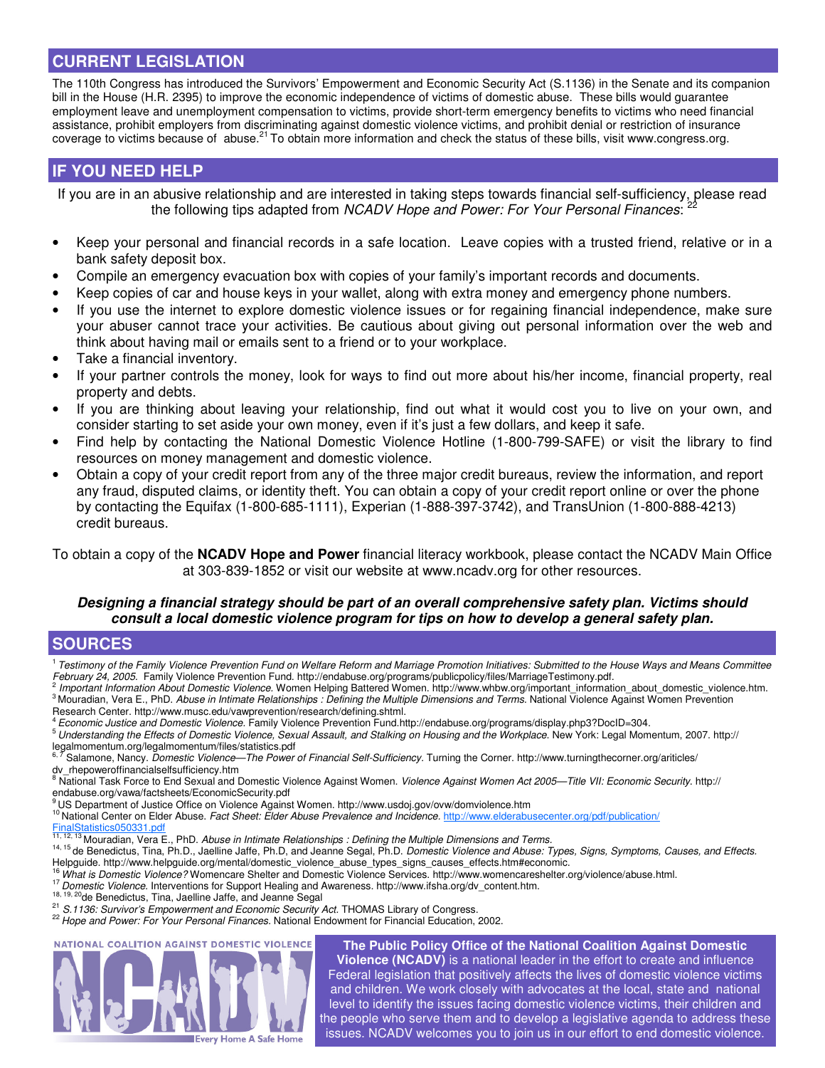## CURRENT LEGISLATION

The 110th Congress has introduced the Survivors' Empowerment and Economic Security Act (S.1136) in the Senate and its companion bill in the House (H.R. 2395) to improve the economic independence of victims of domestic abuse. These bills would guarantee employment leave and unemployment compensation to victims, provide short-term emergency benefits to victims who need financial assistance, prohibit employers from discriminating against domestic violence victims, and prohibit denial or restriction of insurance coverage to victims because of abuse.[21] To obtain more information and check the status of these bills, visit www.congress.org.

## IF YOU NEED HELP

If you are in an abusive relationship and are interested in taking steps towards financial self-sufficiency, please read the following tips adapted from *NCADV Hope and Power: For Your Personal Finances*: [22]

- Keep your personal and financial records in a safe location. Leave copies with a trusted friend, relative or in a bank safety deposit box.
- Compile an emergency evacuation box with copies of your family's important records and documents.
- Keep copies of car and house keys in your wallet, along with extra money and emergency phone numbers.
- If you use the internet to explore domestic violence issues or for regaining financial independence, make sure your abuser cannot trace your activities. Be cautious about giving out personal information over the web and think about having mail or emails sent to a friend or to your workplace.
- Take a financial inventory.
- If your partner controls the money, look for ways to find out more about his/her income, financial property, real property and debts.
- If you are thinking about leaving your relationship, find out what it would cost you to live on your own, and consider starting to set aside your own money, even if it's just a few dollars, and keep it safe.
- Find help by contacting the National Domestic Violence Hotline (1-800-799-SAFE) or visit the library to find resources on money management and domestic violence.
- Obtain a copy of your credit report from any of the three major credit bureaus, review the information, and report any fraud, disputed claims, or identity theft. You can obtain a copy of your credit report online or over the phone by contacting the Equifax (1-800-685-1111), Experian (1-888-397-3742), and TransUnion (1-800-888-4213) credit bureaus.

To obtain a copy of the **NCADV Hope and Power** financial literacy workbook, please contact the NCADV Main Office at 303-839-1852 or visit our website at www.ncadv.org for other resources.

***Designing a financial strategy should be part of an overall comprehensive safety plan. Victims should consult a local domestic violence program for tips on how to develop a general safety plan.***

## SOURCES

[1] *Testimony of the Family Violence Prevention Fund on Welfare Reform and Marriage Promotion Initiatives: Submitted to the House Ways and Means Committee February 24, 2005.* Family Violence Prevention Fund. http://endabuse.org/programs/publicpolicy/files/MarriageTestimony.pdf.
[2] *Important Information About Domestic Violence.* Women Helping Battered Women. http://www.whbw.org/important_information_about_domestic_violence.htm.
[3] Mouradian, Vera E., PhD. *Abuse in Intimate Relationships : Defining the Multiple Dimensions and Terms.* National Violence Against Women Prevention Research Center. http://www.musc.edu/vawprevention/research/defining.shtml.
[4] *Economic Justice and Domestic Violence.* Family Violence Prevention Fund.http://endabuse.org/programs/display.php3?DocID=304.
[5] *Understanding the Effects of Domestic Violence, Sexual Assault, and Stalking on Housing and the Workplace.* New York: Legal Momentum, 2007. http://legalmomentum.org/legalmomentum/files/statistics.pdf
[6, 7] Salamone, Nancy. *Domestic Violence—The Power of Financial Self-Sufficiency.* Turning the Corner. http://www.turningthecorner.org/ariticles/dv_rhepoweroffinancialselfsufficiency.htm
[8] National Task Force to End Sexual and Domestic Violence Against Women. *Violence Against Women Act 2005—Title VII: Economic Security.* http://endabuse.org/vawa/factsheets/EconomicSecurity.pdf
[9] US Department of Justice Office on Violence Against Women. http://www.usdoj.gov/ovw/domviolence.htm
[10] National Center on Elder Abuse. *Fact Sheet: Elder Abuse Prevalence and Incidence.* http://www.elderabusecenter.org/pdf/publication/FinalStatistics050331.pdf
[11, 12, 13] Mouradian, Vera E., PhD. *Abuse in Intimate Relationships : Defining the Multiple Dimensions and Terms.*
[14, 15] de Benedictus, Tina, Ph.D., Jaelline Jaffe, Ph.D, and Jeanne Segal, Ph.D. *Domestic Violence and Abuse: Types, Signs, Symptoms, Causes, and Effects.* Helpguide. http://www.helpguide.org/mental/domestic_violence_abuse_types_signs_causes_effects.htm#economic.
[16] *What is Domestic Violence?* Womencare Shelter and Domestic Violence Services. http://www.womencareshelter.org/violence/abuse.html.
[17] *Domestic Violence.* Interventions for Support Healing and Awareness. http://www.ifsha.org/dv_content.htm.
[18, 19, 20] de Benedictus, Tina, Jaelline Jaffe, and Jeanne Segal
[21] *S.1136: Survivor's Empowerment and Economic Security Act.* THOMAS Library of Congress.
[22] *Hope and Power: For Your Personal Finances.* National Endowment for Financial Education, 2002.

NATIONAL COALITION AGAINST DOMESTIC VIOLENCE
NCADV
Every Home A Safe Home

**The Public Policy Office of the National Coalition Against Domestic Violence (NCADV)** is a national leader in the effort to create and influence Federal legislation that positively affects the lives of domestic violence victims and children. We work closely with advocates at the local, state and national level to identify the issues facing domestic violence victims, their children and the people who serve them and to develop a legislative agenda to address these issues. NCADV welcomes you to join us in our effort to end domestic violence.